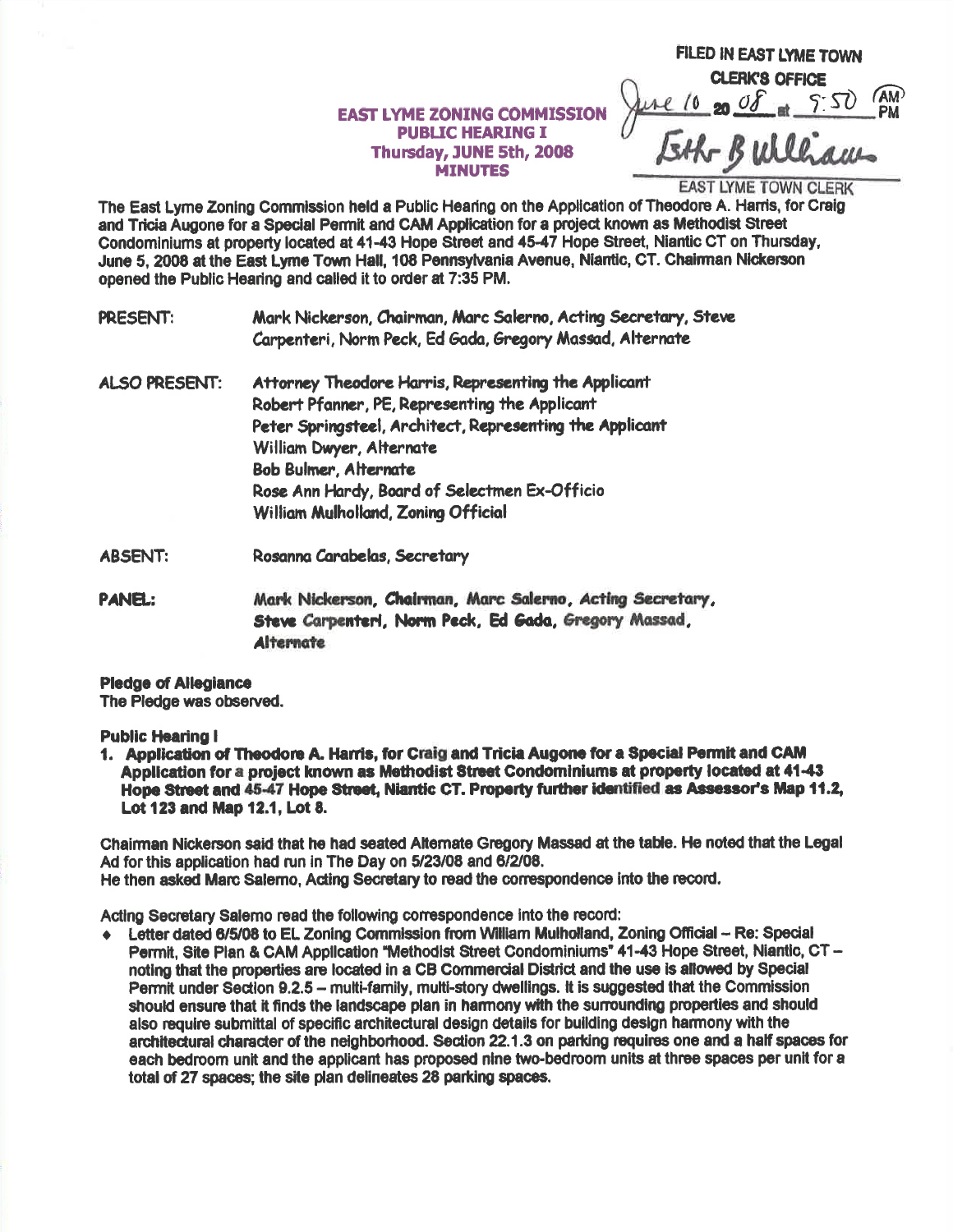FILED IN EAST LYME TOWN CLERK'S OFFICE
June 10 20 08 at 9:50 AM
Beth B Williams
EAST LYME TOWN CLERK

**EAST LYME ZONING COMMISSION**
**PUBLIC HEARING I**
**Thursday, JUNE 5th, 2008**
**MINUTES**

The East Lyme Zoning Commission held a Public Hearing on the Application of Theodore A. Harris, for Craig and Tricia Augone for a Special Permit and CAM Application for a project known as Methodist Street Condominiums at property located at 41-43 Hope Street and 45-47 Hope Street, Niantic CT on Thursday, June 5, 2008 at the East Lyme Town Hall, 108 Pennsylvania Avenue, Niantic, CT. Chairman Nickerson opened the Public Hearing and called it to order at 7:35 PM.

PRESENT: Mark Nickerson, Chairman, Marc Salerno, Acting Secretary, Steve Carpenteri, Norm Peck, Ed Gada, Gregory Massad, Alternate

ALSO PRESENT: Attorney Theodore Harris, Representing the Applicant
Robert Pfanner, PE, Representing the Applicant
Peter Springsteel, Architect, Representing the Applicant
William Dwyer, Alternate
Bob Bulmer, Alternate
Rose Ann Hardy, Board of Selectmen Ex-Officio
William Mulholland, Zoning Official

ABSENT: Rosanna Carabelas, Secretary

PANEL: Mark Nickerson, Chairman, Marc Salerno, Acting Secretary, Steve Carpenteri, Norm Peck, Ed Gada, Gregory Massad, Alternate

**Pledge of Allegiance**
The Pledge was observed.

**Public Hearing I**

1. **Application of Theodore A. Harris, for Craig and Tricia Augone for a Special Permit and CAM Application for a project known as Methodist Street Condominiums at property located at 41-43 Hope Street and 45-47 Hope Street, Niantic CT. Property further identified as Assessor's Map 11.2, Lot 123 and Map 12.1, Lot 8.**

Chairman Nickerson said that he had seated Alternate Gregory Massad at the table. He noted that the Legal Ad for this application had run in The Day on 5/23/08 and 6/2/08.
He then asked Marc Salerno, Acting Secretary to read the correspondence into the record.

Acting Secretary Salerno read the following correspondence into the record:

- Letter dated 6/5/08 to EL Zoning Commission from William Mulholland, Zoning Official – Re: Special Permit, Site Plan & CAM Application "Methodist Street Condominiums" 41-43 Hope Street, Niantic, CT – noting that the properties are located in a CB Commercial District and the use is allowed by Special Permit under Section 9.2.5 – multi-family, multi-story dwellings. It is suggested that the Commission should ensure that it finds the landscape plan in harmony with the surrounding properties and should also require submittal of specific architectural design details for building design harmony with the architectural character of the neighborhood. Section 22.1.3 on parking requires one and a half spaces for each bedroom unit and the applicant has proposed nine two-bedroom units at three spaces per unit for a total of 27 spaces; the site plan delineates 28 parking spaces.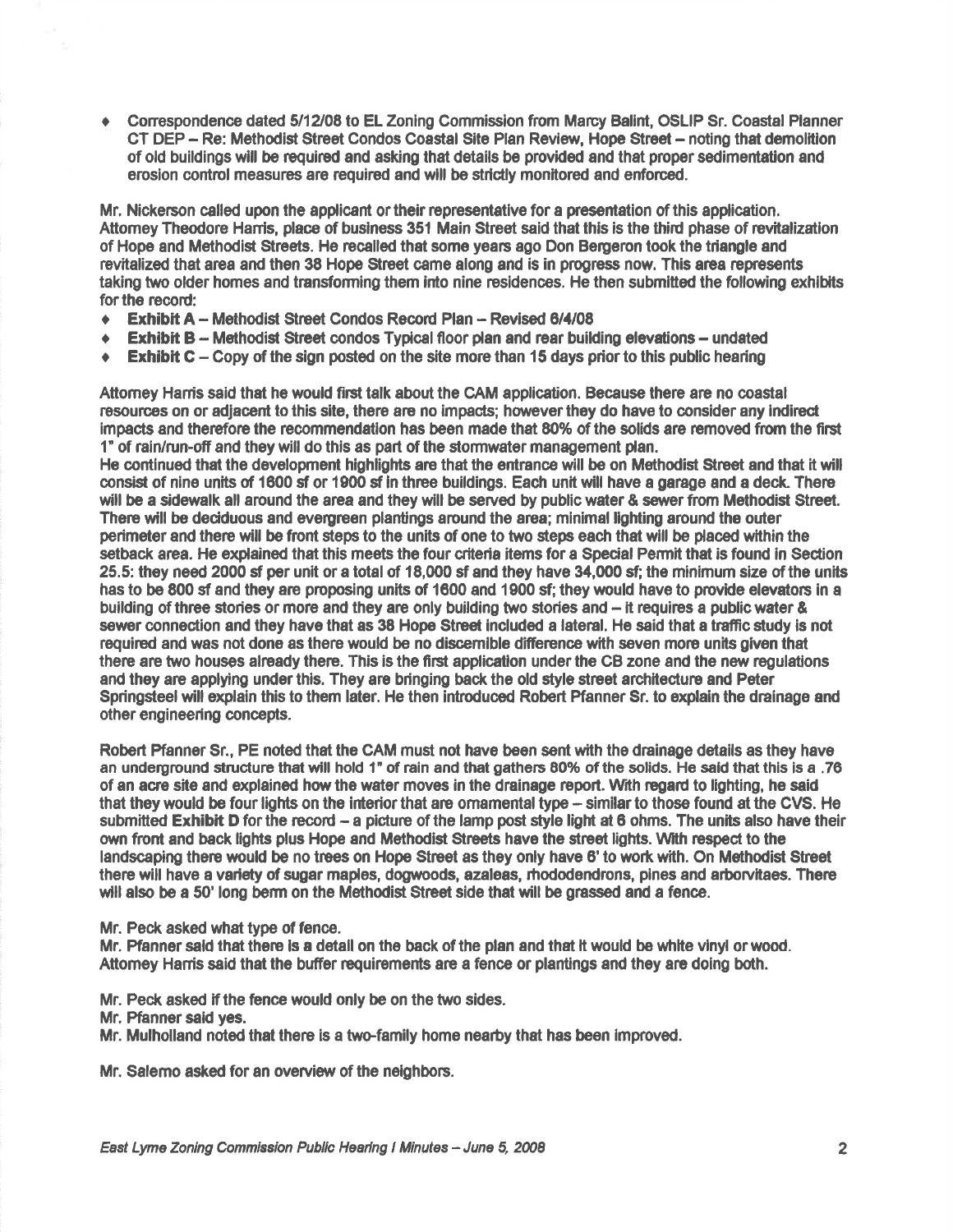- Correspondence dated 5/12/08 to EL Zoning Commission from Marcy Balint, OSLIP Sr. Coastal Planner CT DEP – Re: Methodist Street Condos Coastal Site Plan Review, Hope Street – noting that demolition of old buildings will be required and asking that details be provided and that proper sedimentation and erosion control measures are required and will be strictly monitored and enforced.

Mr. Nickerson called upon the applicant or their representative for a presentation of this application. Attorney Theodore Harris, place of business 351 Main Street said that this is the third phase of revitalization of Hope and Methodist Streets. He recalled that some years ago Don Bergeron took the triangle and revitalized that area and then 38 Hope Street came along and is in progress now. This area represents taking two older homes and transforming them into nine residences. He then submitted the following exhibits for the record:

- **Exhibit A** – Methodist Street Condos Record Plan – Revised 6/4/08
- **Exhibit B** – Methodist Street condos Typical floor plan and rear building elevations – undated
- **Exhibit C** – Copy of the sign posted on the site more than 15 days prior to this public hearing

Attorney Harris said that he would first talk about the CAM application. Because there are no coastal resources on or adjacent to this site, there are no impacts; however they do have to consider any indirect impacts and therefore the recommendation has been made that 80% of the solids are removed from the first 1" of rain/run-off and they will do this as part of the stormwater management plan.
He continued that the development highlights are that the entrance will be on Methodist Street and that it will consist of nine units of 1600 sf or 1900 sf in three buildings. Each unit will have a garage and a deck. There will be a sidewalk all around the area and they will be served by public water & sewer from Methodist Street. There will be deciduous and evergreen plantings around the area; minimal lighting around the outer perimeter and there will be front steps to the units of one to two steps each that will be placed within the setback area. He explained that this meets the four criteria items for a Special Permit that is found in Section 25.5: they need 2000 sf per unit or a total of 18,000 sf and they have 34,000 sf; the minimum size of the units has to be 800 sf and they are proposing units of 1600 and 1900 sf; they would have to provide elevators in a building of three stories or more and they are only building two stories and – it requires a public water & sewer connection and they have that as 38 Hope Street included a lateral. He said that a traffic study is not required and was not done as there would be no discernible difference with seven more units given that there are two houses already there. This is the first application under the CB zone and the new regulations and they are applying under this. They are bringing back the old style street architecture and Peter Springsteel will explain this to them later. He then introduced Robert Pfanner Sr. to explain the drainage and other engineering concepts.

Robert Pfanner Sr., PE noted that the CAM must not have been sent with the drainage details as they have an underground structure that will hold 1" of rain and that gathers 80% of the solids. He said that this is a .76 of an acre site and explained how the water moves in the drainage report. With regard to lighting, he said that they would be four lights on the interior that are ornamental type – similar to those found at the CVS. He submitted **Exhibit D** for the record – a picture of the lamp post style light at 6 ohms. The units also have their own front and back lights plus Hope and Methodist Streets have the street lights. With respect to the landscaping there would be no trees on Hope Street as they only have 6' to work with. On Methodist Street there will have a variety of sugar maples, dogwoods, azaleas, rhododendrons, pines and arborvitaes. There will also be a 50' long berm on the Methodist Street side that will be grassed and a fence.

Mr. Peck asked what type of fence.
Mr. Pfanner said that there is a detail on the back of the plan and that it would be white vinyl or wood.
Attorney Harris said that the buffer requirements are a fence or plantings and they are doing both.

Mr. Peck asked if the fence would only be on the two sides.
Mr. Pfanner said yes.
Mr. Mulholland noted that there is a two-family home nearby that has been improved.

Mr. Salerno asked for an overview of the neighbors.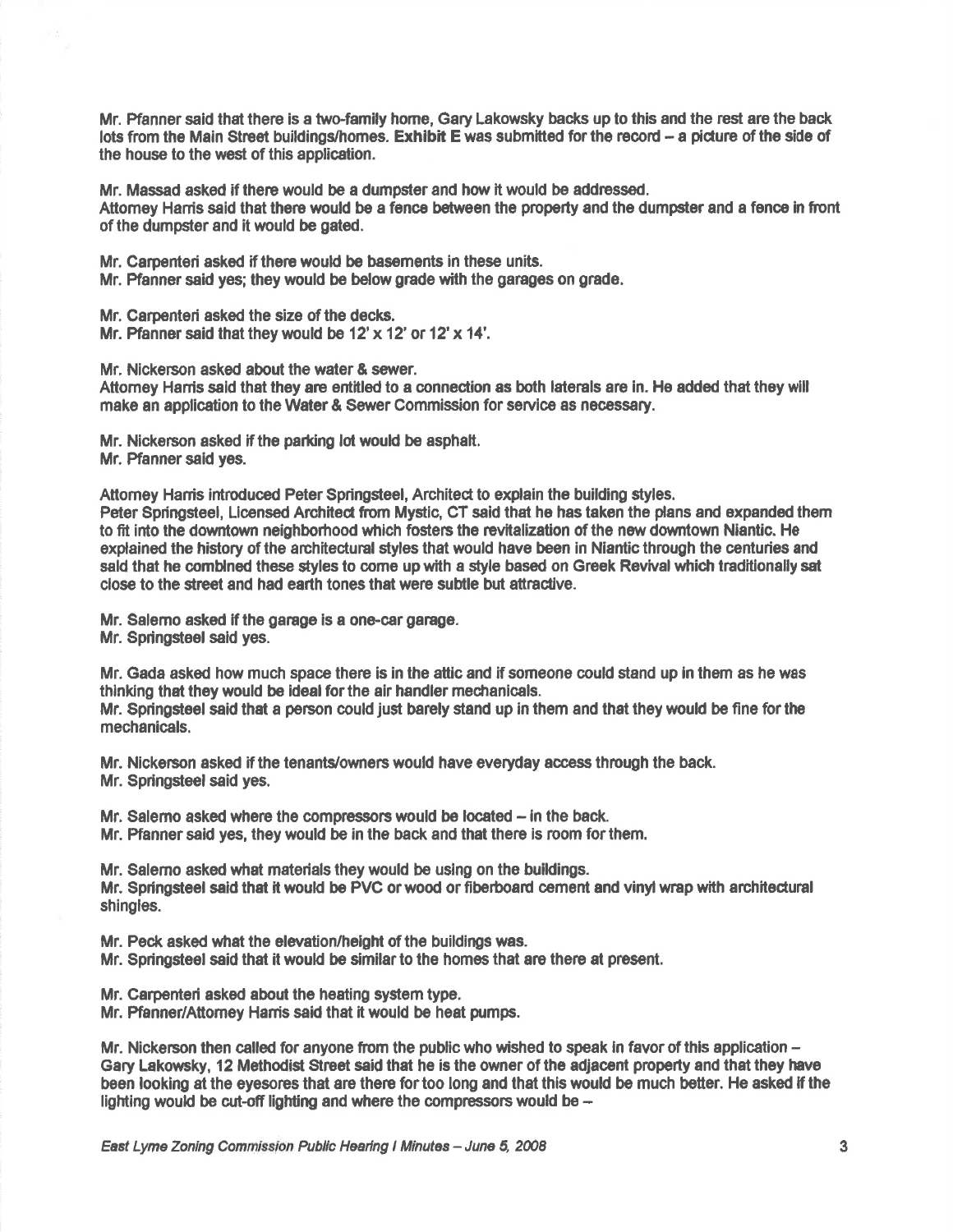Mr. Pfanner said that there is a two-family home, Gary Lakowsky backs up to this and the rest are the back lots from the Main Street buildings/homes. **Exhibit E** was submitted for the record – a picture of the side of the house to the west of this application.

Mr. Massad asked if there would be a dumpster and how it would be addressed.
Attorney Harris said that there would be a fence between the property and the dumpster and a fence in front of the dumpster and it would be gated.

Mr. Carpenteri asked if there would be basements in these units.
Mr. Pfanner said yes; they would be below grade with the garages on grade.

Mr. Carpenteri asked the size of the decks.
Mr. Pfanner said that they would be 12' x 12' or 12' x 14'.

Mr. Nickerson asked about the water & sewer.
Attorney Harris said that they are entitled to a connection as both laterals are in. He added that they will make an application to the Water & Sewer Commission for service as necessary.

Mr. Nickerson asked if the parking lot would be asphalt.
Mr. Pfanner said yes.

Attorney Harris introduced Peter Springsteel, Architect to explain the building styles.
Peter Springsteel, Licensed Architect from Mystic, CT said that he has taken the plans and expanded them to fit into the downtown neighborhood which fosters the revitalization of the new downtown Niantic. He explained the history of the architectural styles that would have been in Niantic through the centuries and said that he combined these styles to come up with a style based on Greek Revival which traditionally sat close to the street and had earth tones that were subtle but attractive.

Mr. Salerno asked if the garage is a one-car garage.
Mr. Springsteel said yes.

Mr. Gada asked how much space there is in the attic and if someone could stand up in them as he was thinking that they would be ideal for the air handler mechanicals.
Mr. Springsteel said that a person could just barely stand up in them and that they would be fine for the mechanicals.

Mr. Nickerson asked if the tenants/owners would have everyday access through the back.
Mr. Springsteel said yes.

Mr. Salerno asked where the compressors would be located – in the back.
Mr. Pfanner said yes, they would be in the back and that there is room for them.

Mr. Salerno asked what materials they would be using on the buildings.
Mr. Springsteel said that it would be PVC or wood or fiberboard cement and vinyl wrap with architectural shingles.

Mr. Peck asked what the elevation/height of the buildings was.
Mr. Springsteel said that it would be similar to the homes that are there at present.

Mr. Carpenteri asked about the heating system type.
Mr. Pfanner/Attorney Harris said that it would be heat pumps.

Mr. Nickerson then called for anyone from the public who wished to speak in favor of this application – Gary Lakowsky, 12 Methodist Street said that he is the owner of the adjacent property and that they have been looking at the eyesores that are there for too long and that this would be much better. He asked if the lighting would be cut-off lighting and where the compressors would be –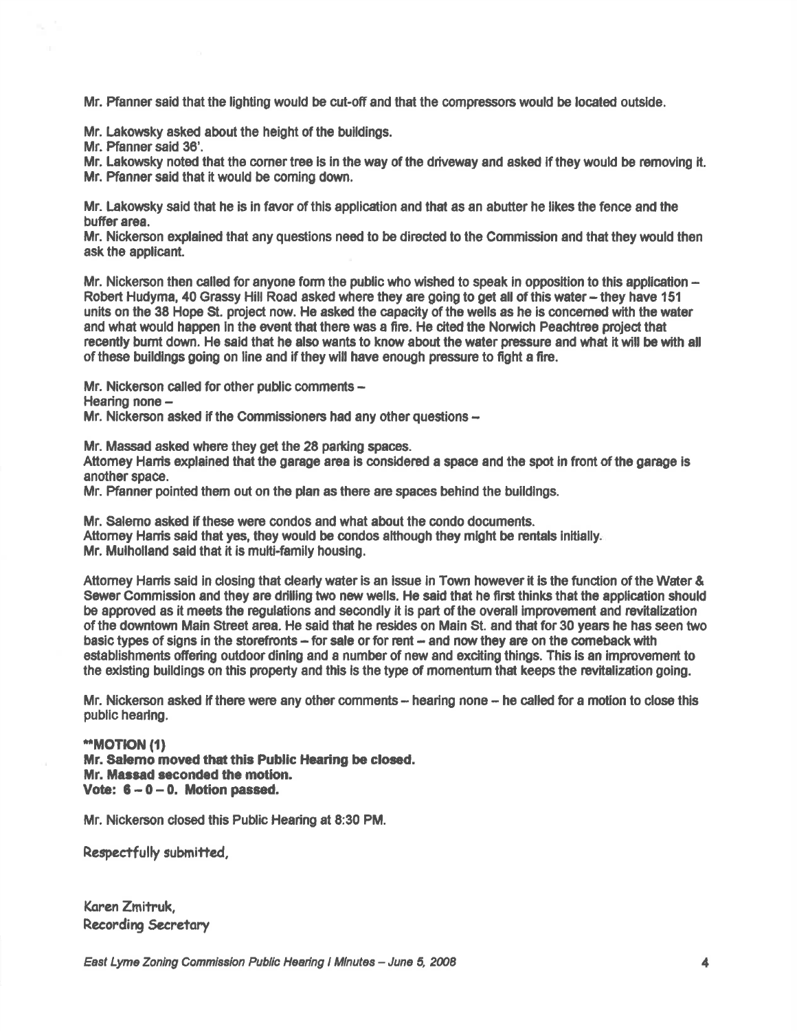Mr. Pfanner said that the lighting would be cut-off and that the compressors would be located outside.

Mr. Lakowsky asked about the height of the buildings.
Mr. Pfanner said 36'.
Mr. Lakowsky noted that the corner tree is in the way of the driveway and asked if they would be removing it.
Mr. Pfanner said that it would be coming down.

Mr. Lakowsky said that he is in favor of this application and that as an abutter he likes the fence and the buffer area.
Mr. Nickerson explained that any questions need to be directed to the Commission and that they would then ask the applicant.

Mr. Nickerson then called for anyone form the public who wished to speak in opposition to this application – Robert Hudyma, 40 Grassy Hill Road asked where they are going to get all of this water – they have 151 units on the 38 Hope St. project now. He asked the capacity of the wells as he is concerned with the water and what would happen in the event that there was a fire. He cited the Norwich Peachtree project that recently burnt down. He said that he also wants to know about the water pressure and what it will be with all of these buildings going on line and if they will have enough pressure to fight a fire.

Mr. Nickerson called for other public comments –
Hearing none –
Mr. Nickerson asked if the Commissioners had any other questions –

Mr. Massad asked where they get the 28 parking spaces.
Attorney Harris explained that the garage area is considered a space and the spot in front of the garage is another space.
Mr. Pfanner pointed them out on the plan as there are spaces behind the buildings.

Mr. Salerno asked if these were condos and what about the condo documents.
Attorney Harris said that yes, they would be condos although they might be rentals initially.
Mr. Mulholland said that it is multi-family housing.

Attorney Harris said in closing that clearly water is an issue in Town however it is the function of the Water & Sewer Commission and they are drilling two new wells. He said that he first thinks that the application should be approved as it meets the regulations and secondly it is part of the overall improvement and revitalization of the downtown Main Street area. He said that he resides on Main St. and that for 30 years he has seen two basic types of signs in the storefronts – for sale or for rent – and now they are on the comeback with establishments offering outdoor dining and a number of new and exciting things. This is an improvement to the existing buildings on this property and this is the type of momentum that keeps the revitalization going.

Mr. Nickerson asked if there were any other comments – hearing none – he called for a motion to close this public hearing.

****MOTION (1)**
**Mr. Salerno moved that this Public Hearing be closed.**
**Mr. Massad seconded the motion.**
**Vote: 6 – 0 – 0. Motion passed.**

Mr. Nickerson closed this Public Hearing at 8:30 PM.

Respectfully submitted,

Karen Zmitruk,
Recording Secretary